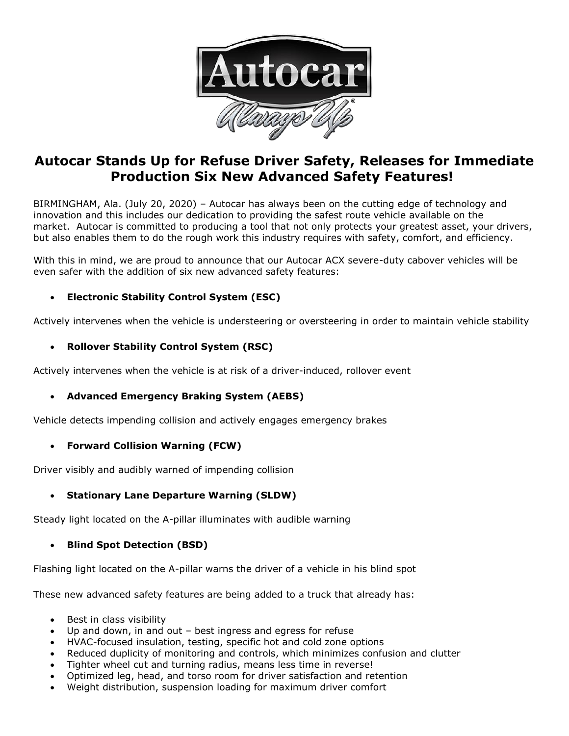# Autocar Stands Up for Refuse Driver Safety, Releases for Immediate Production Six New Advanced Safety Features!

BIRMINGHAM, Ala. (July 20, 2020) – Autocar has always been on the cutting edge of technology and innovation and this includes our dedication to providing the safest route vehicle available on the market. Autocar is committed to producing a tool that not only protects your greatest asset, your drivers, but also enables them to do the rough work this industry requires with safety, comfort, and efficiency.

With this in mind, we are proud to announce that our Autocar ACX severe-duty cabover vehicles will be even safer with the addition of six new advanced safety features:

- **Electronic Stability Control System (ESC)**

Actively intervenes when the vehicle is understeering or oversteering in order to maintain vehicle stability

- **Rollover Stability Control System (RSC)**

Actively intervenes when the vehicle is at risk of a driver-induced, rollover event

- **Advanced Emergency Braking System (AEBS)**

Vehicle detects impending collision and actively engages emergency brakes

- **Forward Collision Warning (FCW)**

Driver visibly and audibly warned of impending collision

- **Stationary Lane Departure Warning (SLDW)**

Steady light located on the A-pillar illuminates with audible warning

- **Blind Spot Detection (BSD)**

Flashing light located on the A-pillar warns the driver of a vehicle in his blind spot

These new advanced safety features are being added to a truck that already has:

- Best in class visibility
- Up and down, in and out – best ingress and egress for refuse
- HVAC-focused insulation, testing, specific hot and cold zone options
- Reduced duplicity of monitoring and controls, which minimizes confusion and clutter
- Tighter wheel cut and turning radius, means less time in reverse!
- Optimized leg, head, and torso room for driver satisfaction and retention
- Weight distribution, suspension loading for maximum driver comfort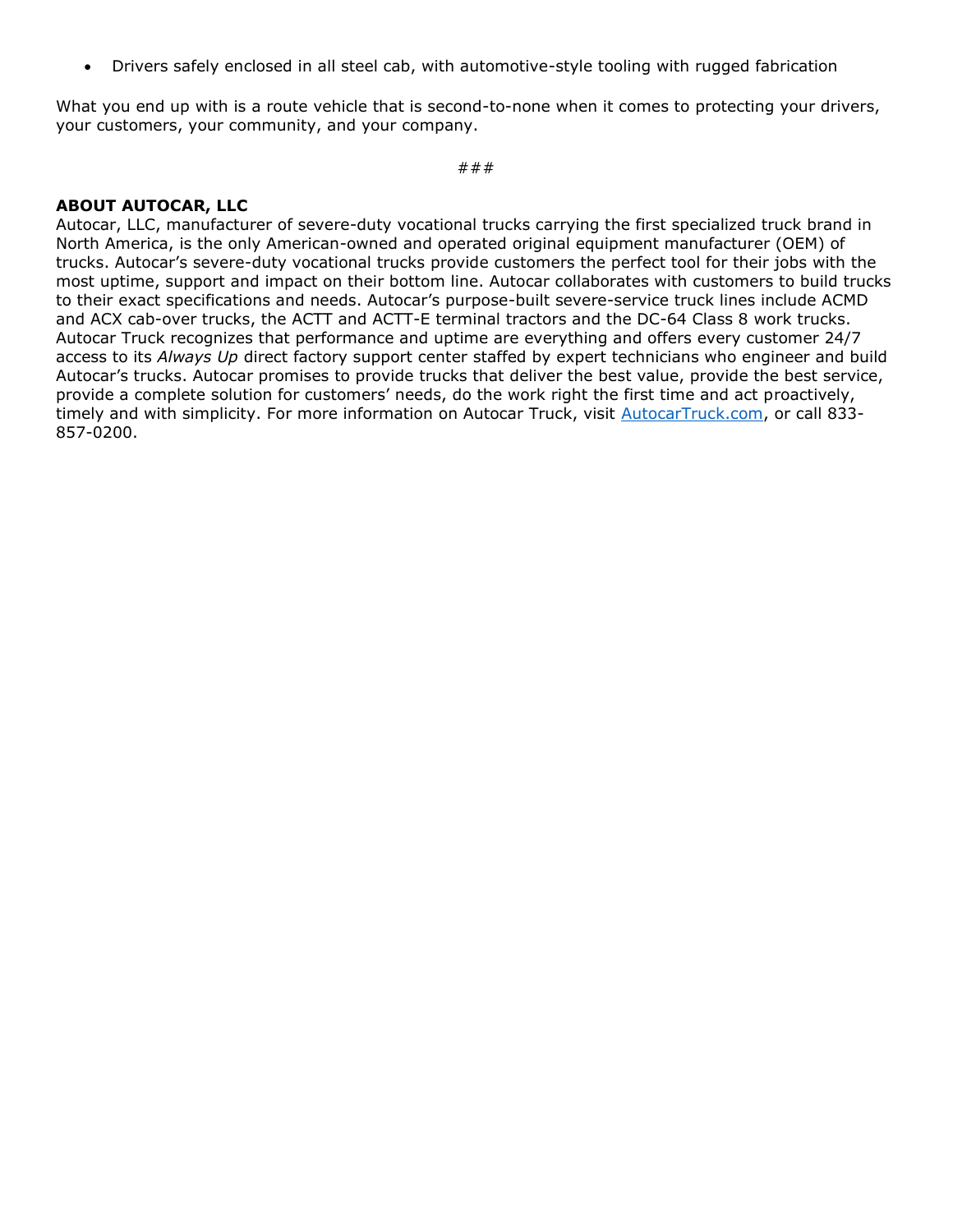- Drivers safely enclosed in all steel cab, with automotive-style tooling with rugged fabrication

What you end up with is a route vehicle that is second-to-none when it comes to protecting your drivers, your customers, your community, and your company.

###

**ABOUT AUTOCAR, LLC**

Autocar, LLC, manufacturer of severe-duty vocational trucks carrying the first specialized truck brand in North America, is the only American-owned and operated original equipment manufacturer (OEM) of trucks. Autocar's severe-duty vocational trucks provide customers the perfect tool for their jobs with the most uptime, support and impact on their bottom line. Autocar collaborates with customers to build trucks to their exact specifications and needs. Autocar's purpose-built severe-service truck lines include ACMD and ACX cab-over trucks, the ACTT and ACTT-E terminal tractors and the DC-64 Class 8 work trucks. Autocar Truck recognizes that performance and uptime are everything and offers every customer 24/7 access to its *Always Up* direct factory support center staffed by expert technicians who engineer and build Autocar's trucks. Autocar promises to provide trucks that deliver the best value, provide the best service, provide a complete solution for customers' needs, do the work right the first time and act proactively, timely and with simplicity. For more information on Autocar Truck, visit [AutocarTruck.com](AutocarTruck.com), or call 833-857-0200.